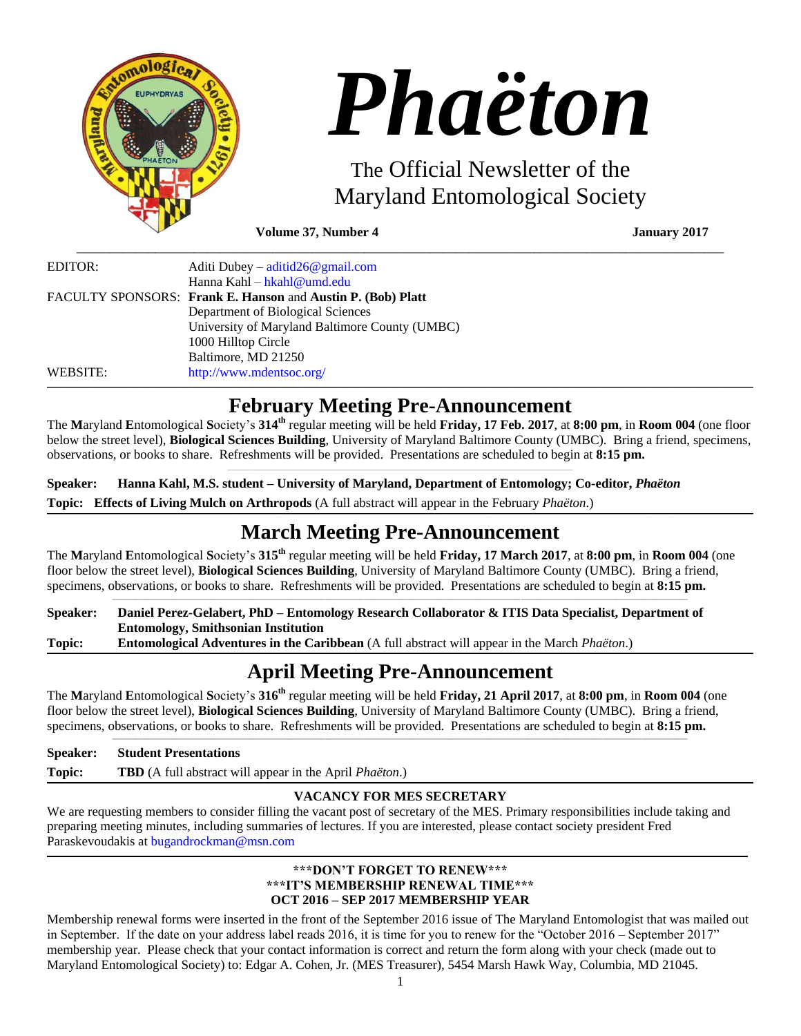# Phaëton

The Official Newsletter of the Maryland Entomological Society

**Volume 37, Number 4** **January 2017**

EDITOR: Aditi Dubey – aditid26@gmail.com
Hanna Kahl – hkahl@umd.edu

FACULTY SPONSORS: **Frank E. Hanson** and **Austin P. (Bob) Platt**
Department of Biological Sciences
University of Maryland Baltimore County (UMBC)
1000 Hilltop Circle
Baltimore, MD 21250

WEBSITE: http://www.mdentsoc.org/

## February Meeting Pre-Announcement

The **M**aryland **E**ntomological **S**ociety's **314th** regular meeting will be held **Friday, 17 Feb. 2017**, at **8:00 pm**, in **Room 004** (one floor below the street level), **Biological Sciences Building**, University of Maryland Baltimore County (UMBC). Bring a friend, specimens, observations, or books to share. Refreshments will be provided. Presentations are scheduled to begin at **8:15 pm.**

**Speaker: Hanna Kahl, M.S. student – University of Maryland, Department of Entomology; Co-editor, *Phaëton***

**Topic: Effects of Living Mulch on Arthropods** (A full abstract will appear in the February *Phaëton*.)

## March Meeting Pre-Announcement

The **M**aryland **E**ntomological **S**ociety's **315th** regular meeting will be held **Friday, 17 March 2017**, at **8:00 pm**, in **Room 004** (one floor below the street level), **Biological Sciences Building**, University of Maryland Baltimore County (UMBC). Bring a friend, specimens, observations, or books to share. Refreshments will be provided. Presentations are scheduled to begin at **8:15 pm.**

**Speaker: Daniel Perez-Gelabert, PhD – Entomology Research Collaborator & ITIS Data Specialist, Department of Entomology, Smithsonian Institution**

**Topic: Entomological Adventures in the Caribbean** (A full abstract will appear in the March *Phaëton*.)

## April Meeting Pre-Announcement

The **M**aryland **E**ntomological **S**ociety's **316th** regular meeting will be held **Friday, 21 April 2017**, at **8:00 pm**, in **Room 004** (one floor below the street level), **Biological Sciences Building**, University of Maryland Baltimore County (UMBC). Bring a friend, specimens, observations, or books to share. Refreshments will be provided. Presentations are scheduled to begin at **8:15 pm.**

**Speaker: Student Presentations**

**Topic: TBD** (A full abstract will appear in the April *Phaëton*.)

### VACANCY FOR MES SECRETARY

We are requesting members to consider filling the vacant post of secretary of the MES. Primary responsibilities include taking and preparing meeting minutes, including summaries of lectures. If you are interested, please contact society president Fred Paraskevoudakis at bugandrockman@msn.com

### \*\*\*DON'T FORGET TO RENEW\*\*\*
### \*\*\*IT'S MEMBERSHIP RENEWAL TIME\*\*\*
### OCT 2016 – SEP 2017 MEMBERSHIP YEAR

Membership renewal forms were inserted in the front of the September 2016 issue of The Maryland Entomologist that was mailed out in September. If the date on your address label reads 2016, it is time for you to renew for the "October 2016 – September 2017" membership year. Please check that your contact information is correct and return the form along with your check (made out to Maryland Entomological Society) to: Edgar A. Cohen, Jr. (MES Treasurer), 5454 Marsh Hawk Way, Columbia, MD 21045.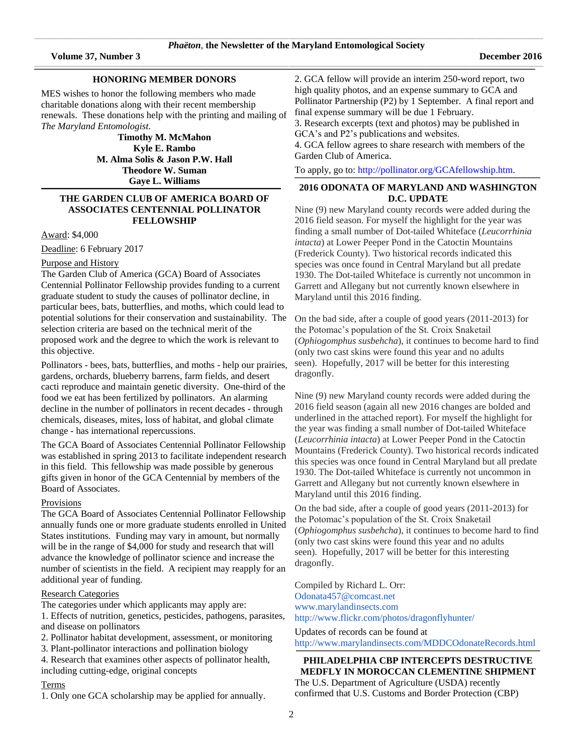## HONORING MEMBER DONORS

MES wishes to honor the following members who made charitable donations along with their recent membership renewals. These donations help with the printing and mailing of *The Maryland Entomologist*.

**Timothy M. McMahon**
**Kyle E. Rambo**
**M. Alma Solis & Jason P.W. Hall**
**Theodore W. Suman**
**Gaye L. Williams**

## THE GARDEN CLUB OF AMERICA BOARD OF ASSOCIATES CENTENNIAL POLLINATOR FELLOWSHIP

Award: $4,000

Deadline: 6 February 2017

Purpose and History
The Garden Club of America (GCA) Board of Associates Centennial Pollinator Fellowship provides funding to a current graduate student to study the causes of pollinator decline, in particular bees, bats, butterflies, and moths, which could lead to potential solutions for their conservation and sustainability. The selection criteria are based on the technical merit of the proposed work and the degree to which the work is relevant to this objective.

Pollinators - bees, bats, butterflies, and moths - help our prairies, gardens, orchards, blueberry barrens, farm fields, and desert cacti reproduce and maintain genetic diversity. One-third of the food we eat has been fertilized by pollinators. An alarming decline in the number of pollinators in recent decades - through chemicals, diseases, mites, loss of habitat, and global climate change - has international repercussions.

The GCA Board of Associates Centennial Pollinator Fellowship was established in spring 2013 to facilitate independent research in this field. This fellowship was made possible by generous gifts given in honor of the GCA Centennial by members of the Board of Associates.

Provisions
The GCA Board of Associates Centennial Pollinator Fellowship annually funds one or more graduate students enrolled in United States institutions. Funding may vary in amount, but normally will be in the range of $4,000 for study and research that will advance the knowledge of pollinator science and increase the number of scientists in the field. A recipient may reapply for an additional year of funding.

Research Categories
The categories under which applicants may apply are:
1. Effects of nutrition, genetics, pesticides, pathogens, parasites, and disease on pollinators
2. Pollinator habitat development, assessment, or monitoring
3. Plant-pollinator interactions and pollination biology
4. Research that examines other aspects of pollinator health, including cutting-edge, original concepts

Terms
1. Only one GCA scholarship may be applied for annually.
2. GCA fellow will provide an interim 250-word report, two high quality photos, and an expense summary to GCA and Pollinator Partnership (P2) by 1 September. A final report and final expense summary will be due 1 February.
3. Research excerpts (text and photos) may be published in GCA's and P2's publications and websites.
4. GCA fellow agrees to share research with members of the Garden Club of America.

To apply, go to: http://pollinator.org/GCAfellowship.htm.

## 2016 ODONATA OF MARYLAND AND WASHINGTON D.C. UPDATE

Nine (9) new Maryland county records were added during the 2016 field season. For myself the highlight for the year was finding a small number of Dot-tailed Whiteface (*Leucorrhinia intacta*) at Lower Peeper Pond in the Catoctin Mountains (Frederick County). Two historical records indicated this species was once found in Central Maryland but all predate 1930. The Dot-tailed Whiteface is currently not uncommon in Garrett and Allegany but not currently known elsewhere in Maryland until this 2016 finding.

On the bad side, after a couple of good years (2011-2013) for the Potomac's population of the St. Croix Snaketail (*Ophiogomphus susbehcha*), it continues to become hard to find (only two cast skins were found this year and no adults seen). Hopefully, 2017 will be better for this interesting dragonfly.

Nine (9) new Maryland county records were added during the 2016 field season (again all new 2016 changes are bolded and underlined in the attached report). For myself the highlight for the year was finding a small number of Dot-tailed Whiteface (*Leucorrhinia intacta*) at Lower Peeper Pond in the Catoctin Mountains (Frederick County). Two historical records indicated this species was once found in Central Maryland but all predate 1930. The Dot-tailed Whiteface is currently not uncommon in Garrett and Allegany but not currently known elsewhere in Maryland until this 2016 finding.

On the bad side, after a couple of good years (2011-2013) for the Potomac's population of the St. Croix Snaketail (*Ophiogomphus susbehcha*), it continues to become hard to find (only two cast skins were found this year and no adults seen). Hopefully, 2017 will be better for this interesting dragonfly.

Compiled by Richard L. Orr:
Odonata457@comcast.net
www.marylandinsects.com
http://www.flickr.com/photos/dragonflyhunter/

Updates of records can be found at
http://www.marylandinsects.com/MDDCOdonateRecords.html

## PHILADELPHIA CBP INTERCEPTS DESTRUCTIVE MEDFLY IN MOROCCAN CLEMENTINE SHIPMENT

The U.S. Department of Agriculture (USDA) recently confirmed that U.S. Customs and Border Protection (CBP)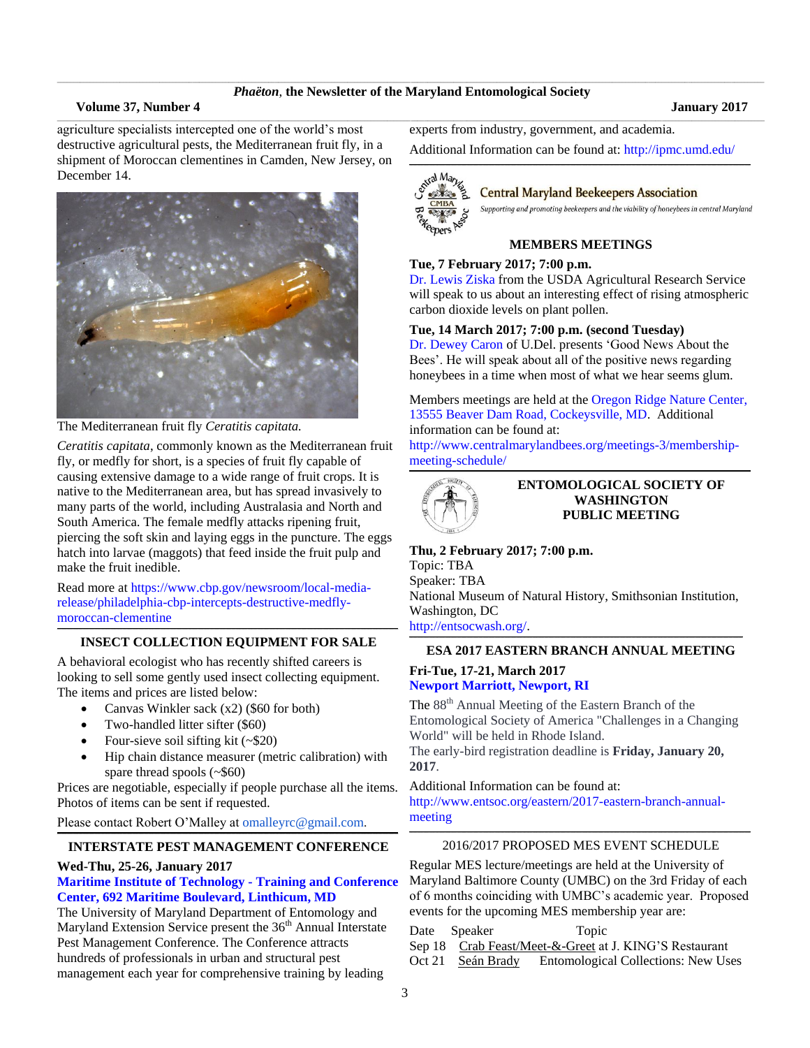agriculture specialists intercepted one of the world's most destructive agricultural pests, the Mediterranean fruit fly, in a shipment of Moroccan clementines in Camden, New Jersey, on December 14.

The Mediterranean fruit fly *Ceratitis capitata.*

*Ceratitis capitata*, commonly known as the Mediterranean fruit fly, or medfly for short, is a species of fruit fly capable of causing extensive damage to a wide range of fruit crops. It is native to the Mediterranean area, but has spread invasively to many parts of the world, including Australasia and North and South America. The female medfly attacks ripening fruit, piercing the soft skin and laying eggs in the puncture. The eggs hatch into larvae (maggots) that feed inside the fruit pulp and make the fruit inedible.

Read more at https://www.cbp.gov/newsroom/local-media-release/philadelphia-cbp-intercepts-destructive-medfly-moroccan-clementine

## INSECT COLLECTION EQUIPMENT FOR SALE

A behavioral ecologist who has recently shifted careers is looking to sell some gently used insect collecting equipment. The items and prices are listed below:

- Canvas Winkler sack (x2) ($60 for both)
- Two-handled litter sifter ($60)
- Four-sieve soil sifting kit (~$20)
- Hip chain distance measurer (metric calibration) with spare thread spools (~$60)

Prices are negotiable, especially if people purchase all the items. Photos of items can be sent if requested.

Please contact Robert O'Malley at omalleyrc@gmail.com.

## INTERSTATE PEST MANAGEMENT CONFERENCE

**Wed-Thu, 25-26, January 2017**

**Maritime Institute of Technology - Training and Conference Center, 692 Maritime Boulevard, Linthicum, MD**

The University of Maryland Department of Entomology and Maryland Extension Service present the 36th Annual Interstate Pest Management Conference. The Conference attracts hundreds of professionals in urban and structural pest management each year for comprehensive training by leading experts from industry, government, and academia.

Additional Information can be found at: http://ipmc.umd.edu/

Central Maryland Beekeepers Association

*Supporting and promoting beekeepers and the viability of honeybees in central Maryland*

## MEMBERS MEETINGS

**Tue, 7 February 2017; 7:00 p.m.**

Dr. Lewis Ziska from the USDA Agricultural Research Service will speak to us about an interesting effect of rising atmospheric carbon dioxide levels on plant pollen.

**Tue, 14 March 2017; 7:00 p.m. (second Tuesday)**

Dr. Dewey Caron of U.Del. presents 'Good News About the Bees'. He will speak about all of the positive news regarding honeybees in a time when most of what we hear seems glum.

Members meetings are held at the Oregon Ridge Nature Center, 13555 Beaver Dam Road, Cockeysville, MD. Additional information can be found at: http://www.centralmarylandbees.org/meetings-3/membership-meeting-schedule/

## ENTOMOLOGICAL SOCIETY OF WASHINGTON PUBLIC MEETING

**Thu, 2 February 2017; 7:00 p.m.**

Topic: TBA
Speaker: TBA
National Museum of Natural History, Smithsonian Institution, Washington, DC
http://entsocwash.org/.

## ESA 2017 EASTERN BRANCH ANNUAL MEETING

**Fri-Tue, 17-21, March 2017**

**Newport Marriott, Newport, RI**

The 88th Annual Meeting of the Eastern Branch of the Entomological Society of America "Challenges in a Changing World" will be held in Rhode Island.

The early-bird registration deadline is **Friday, January 20, 2017**.

Additional Information can be found at: http://www.entsoc.org/eastern/2017-eastern-branch-annual-meeting

## 2016/2017 PROPOSED MES EVENT SCHEDULE

Regular MES lecture/meetings are held at the University of Maryland Baltimore County (UMBC) on the 3rd Friday of each of 6 months coinciding with UMBC's academic year. Proposed events for the upcoming MES membership year are:

| Date | Speaker | Topic |
|---|---|---|
| Sep 18 | Crab Feast/Meet-&-Greet at J. KING'S Restaurant | |
| Oct 21 | Seán Brady | Entomological Collections: New Uses |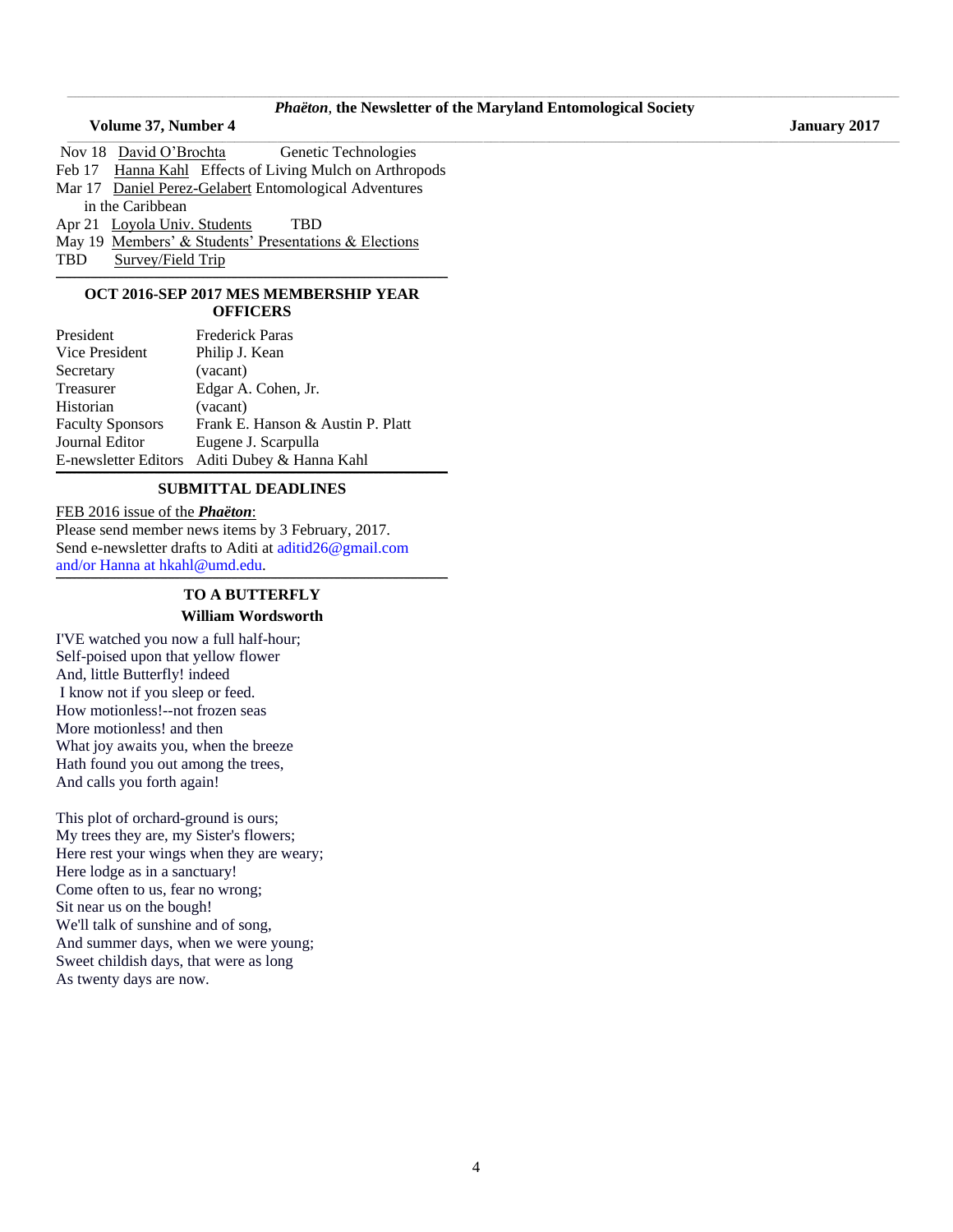Nov 18 David O'Brochta Genetic Technologies
Feb 17 Hanna Kahl Effects of Living Mulch on Arthropods
Mar 17 Daniel Perez-Gelabert Entomological Adventures in the Caribbean
Apr 21 Loyola Univ. Students TBD
May 19 Members' & Students' Presentations & Elections
TBD Survey/Field Trip

### OCT 2016-SEP 2017 MES MEMBERSHIP YEAR OFFICERS

| | |
|---|---|
| President | Frederick Paras |
| Vice President | Philip J. Kean |
| Secretary | (vacant) |
| Treasurer | Edgar A. Cohen, Jr. |
| Historian | (vacant) |
| Faculty Sponsors | Frank E. Hanson & Austin P. Platt |
| Journal Editor | Eugene J. Scarpulla |
| E-newsletter Editors | Aditi Dubey & Hanna Kahl |

### SUBMITTAL DEADLINES

FEB 2016 issue of the ***Phaëton***:
Please send member news items by 3 February, 2017.
Send e-newsletter drafts to Aditi at aditid26@gmail.com and/or Hanna at hkahl@umd.edu.

### TO A BUTTERFLY
**William Wordsworth**

I'VE watched you now a full half-hour;
Self-poised upon that yellow flower
And, little Butterfly! indeed
I know not if you sleep or feed.
How motionless!--not frozen seas
More motionless! and then
What joy awaits you, when the breeze
Hath found you out among the trees,
And calls you forth again!

This plot of orchard-ground is ours;
My trees they are, my Sister's flowers;
Here rest your wings when they are weary;
Here lodge as in a sanctuary!
Come often to us, fear no wrong;
Sit near us on the bough!
We'll talk of sunshine and of song,
And summer days, when we were young;
Sweet childish days, that were as long
As twenty days are now.